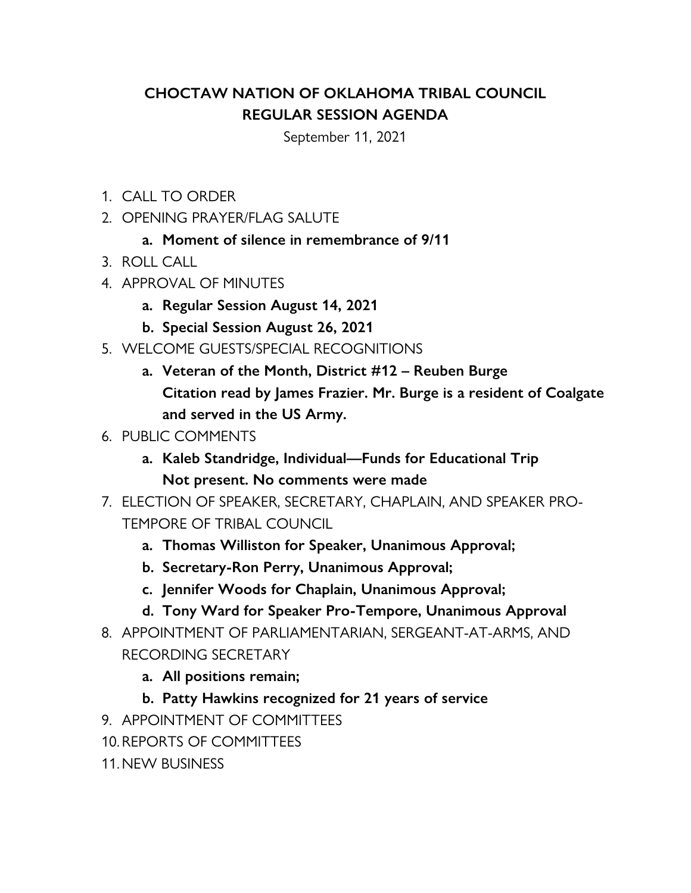# CHOCTAW NATION OF OKLAHOMA TRIBAL COUNCIL
## REGULAR SESSION AGENDA

September 11, 2021

1. CALL TO ORDER
2. OPENING PRAYER/FLAG SALUTE
   a. **Moment of silence in remembrance of 9/11**
3. ROLL CALL
4. APPROVAL OF MINUTES
   a. **Regular Session August 14, 2021**
   b. **Special Session August 26, 2021**
5. WELCOME GUESTS/SPECIAL RECOGNITIONS
   a. **Veteran of the Month, District #12 – Reuben Burge**
   **Citation read by James Frazier. Mr. Burge is a resident of Coalgate and served in the US Army.**
6. PUBLIC COMMENTS
   a. **Kaleb Standridge, Individual—Funds for Educational Trip**
   **Not present. No comments were made**
7. ELECTION OF SPEAKER, SECRETARY, CHAPLAIN, AND SPEAKER PRO-TEMPORE OF TRIBAL COUNCIL
   a. **Thomas Williston for Speaker, Unanimous Approval;**
   b. **Secretary-Ron Perry, Unanimous Approval;**
   c. **Jennifer Woods for Chaplain, Unanimous Approval;**
   d. **Tony Ward for Speaker Pro-Tempore, Unanimous Approval**
8. APPOINTMENT OF PARLIAMENTARIAN, SERGEANT-AT-ARMS, AND RECORDING SECRETARY
   a. **All positions remain;**
   b. **Patty Hawkins recognized for 21 years of service**
9. APPOINTMENT OF COMMITTEES
10. REPORTS OF COMMITTEES
11. NEW BUSINESS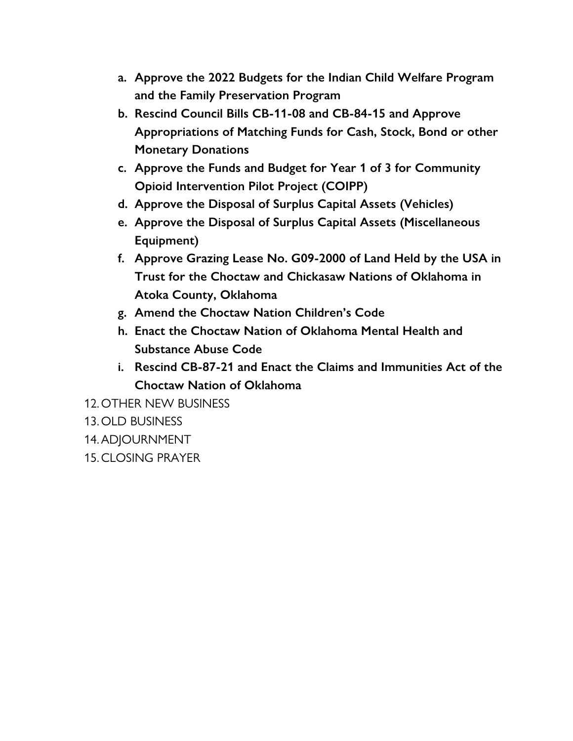a. **Approve the 2022 Budgets for the Indian Child Welfare Program and the Family Preservation Program**
b. **Rescind Council Bills CB-11-08 and CB-84-15 and Approve Appropriations of Matching Funds for Cash, Stock, Bond or other Monetary Donations**
c. **Approve the Funds and Budget for Year 1 of 3 for Community Opioid Intervention Pilot Project (COIPP)**
d. **Approve the Disposal of Surplus Capital Assets (Vehicles)**
e. **Approve the Disposal of Surplus Capital Assets (Miscellaneous Equipment)**
f. **Approve Grazing Lease No. G09-2000 of Land Held by the USA in Trust for the Choctaw and Chickasaw Nations of Oklahoma in Atoka County, Oklahoma**
g. **Amend the Choctaw Nation Children's Code**
h. **Enact the Choctaw Nation of Oklahoma Mental Health and Substance Abuse Code**
i. **Rescind CB-87-21 and Enact the Claims and Immunities Act of the Choctaw Nation of Oklahoma**

12. OTHER NEW BUSINESS
13. OLD BUSINESS
14. ADJOURNMENT
15. CLOSING PRAYER